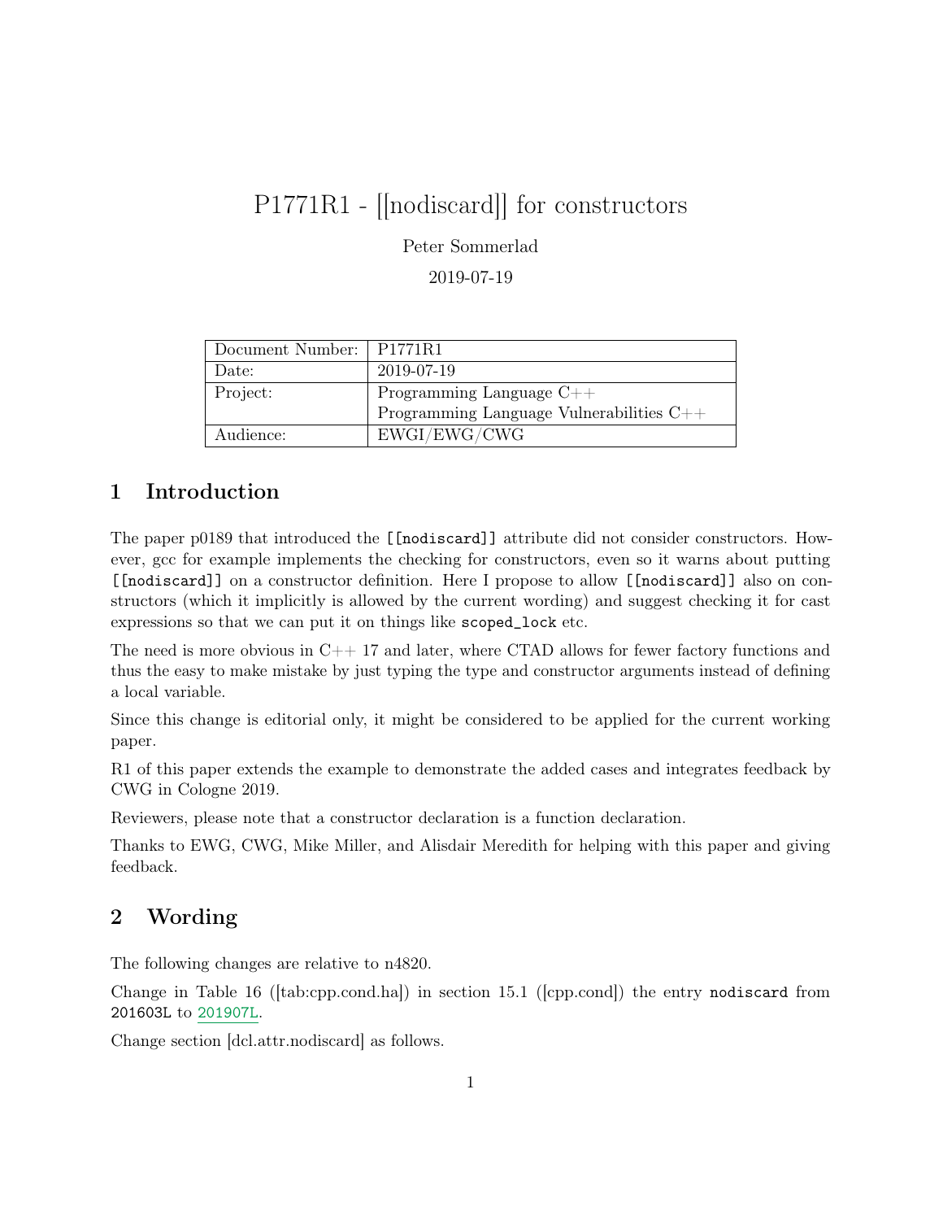# P1771R1 - [[nodiscard]] for constructors

Peter Sommerlad

2019-07-19

| Document Number: | P1771R1 |
|---|---|
| Date: | 2019-07-19 |
| Project: | Programming Language C++<br>Programming Language Vulnerabilities C++ |
| Audience: | EWGI/EWG/CWG |

## 1 Introduction

The paper p0189 that introduced the `[[nodiscard]]` attribute did not consider constructors. However, gcc for example implements the checking for constructors, even so it warns about putting `[[nodiscard]]` on a constructor definition. Here I propose to allow `[[nodiscard]]` also on constructors (which it implicitly is allowed by the current wording) and suggest checking it for cast expressions so that we can put it on things like `scoped_lock` etc.

The need is more obvious in C++ 17 and later, where CTAD allows for fewer factory functions and thus the easy to make mistake by just typing the type and constructor arguments instead of defining a local variable.

Since this change is editorial only, it might be considered to be applied for the current working paper.

R1 of this paper extends the example to demonstrate the added cases and integrates feedback by CWG in Cologne 2019.

Reviewers, please note that a constructor declaration is a function declaration.

Thanks to EWG, CWG, Mike Miller, and Alisdair Meredith for helping with this paper and giving feedback.

## 2 Wording

The following changes are relative to n4820.

Change in Table 16 ([tab:cpp.cond.ha]) in section 15.1 ([cpp.cond]) the entry `nodiscard` from `201603L` to `201907L`.

Change section [dcl.attr.nodiscard] as follows.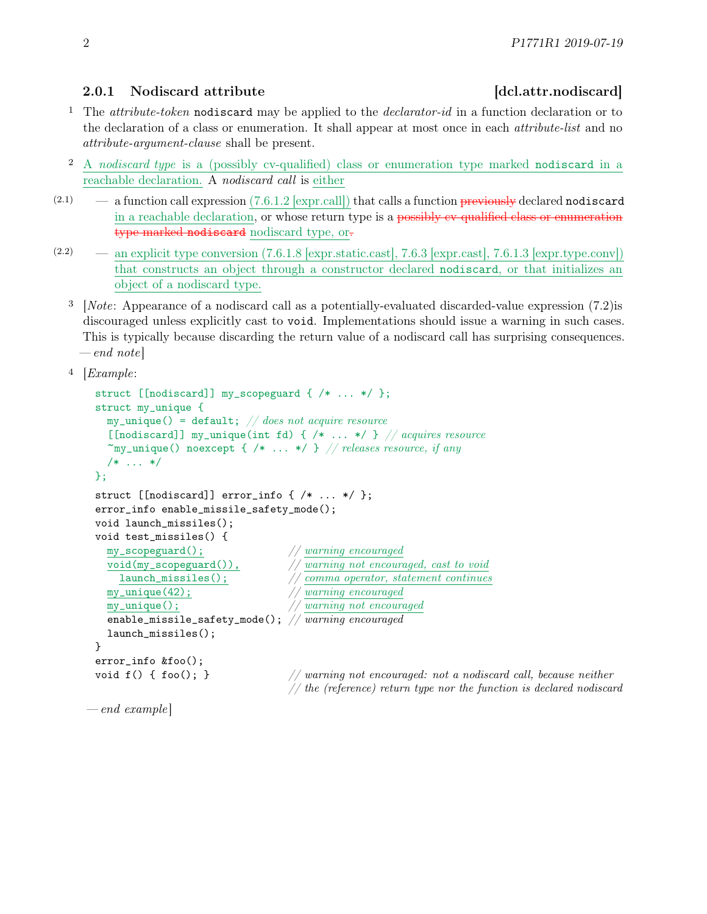### 2.0.1 Nodiscard attribute [dcl.attr.nodiscard]

[1] The *attribute-token* `nodiscard` may be applied to the *declarator-id* in a function declaration or to the declaration of a class or enumeration. It shall appear at most once in each *attribute-list* and no *attribute-argument-clause* shall be present.

[2] A *nodiscard type* is a (possibly cv-qualified) class or enumeration type marked `nodiscard` in a reachable declaration. A *nodiscard call* is either

(2.1) — a function call expression (7.6.1.2 [expr.call]) that calls a function ~~previously~~ declared `nodiscard` in a reachable declaration, or whose return type is a ~~possibly cv-qualified class or enumeration type marked `nodiscard`~~ nodiscard type, or~~.~~

(2.2) — an explicit type conversion (7.6.1.8 [expr.static.cast], 7.6.3 [expr.cast], 7.6.1.3 [expr.type.conv]) that constructs an object through a constructor declared `nodiscard`, or that initializes an object of a nodiscard type.

[3] [*Note*: Appearance of a nodiscard call as a potentially-evaluated discarded-value expression (7.2)is discouraged unless explicitly cast to `void`. Implementations should issue a warning in such cases. This is typically because discarding the return value of a nodiscard call has surprising consequences. — *end note*]

[4] [*Example*:

```
struct [[nodiscard]] my_scopeguard { /* ... */ };
struct my_unique {
  my_unique() = default; // does not acquire resource
  [[nodiscard]] my_unique(int fd) { /* ... */ } // acquires resource
  ~my_unique() noexcept { /* ... */ } // releases resource, if any
  /* ... */
};

struct [[nodiscard]] error_info { /* ... */ };
error_info enable_missile_safety_mode();
void launch_missiles();
void test_missiles() {
  my_scopeguard();                // warning encouraged
  void(my_scopeguard()),          // warning not encouraged, cast to void
    launch_missiles();            // comma operator, statement continues
  my_unique(42);                  // warning encouraged
  my_unique();                    // warning not encouraged
  enable_missile_safety_mode();   // warning encouraged
  launch_missiles();
}
error_info &foo();
void f() { foo(); }               // warning not encouraged: not a nodiscard call, because neither
                                  // the (reference) return type nor the function is declared nodiscard
```

— *end example*]